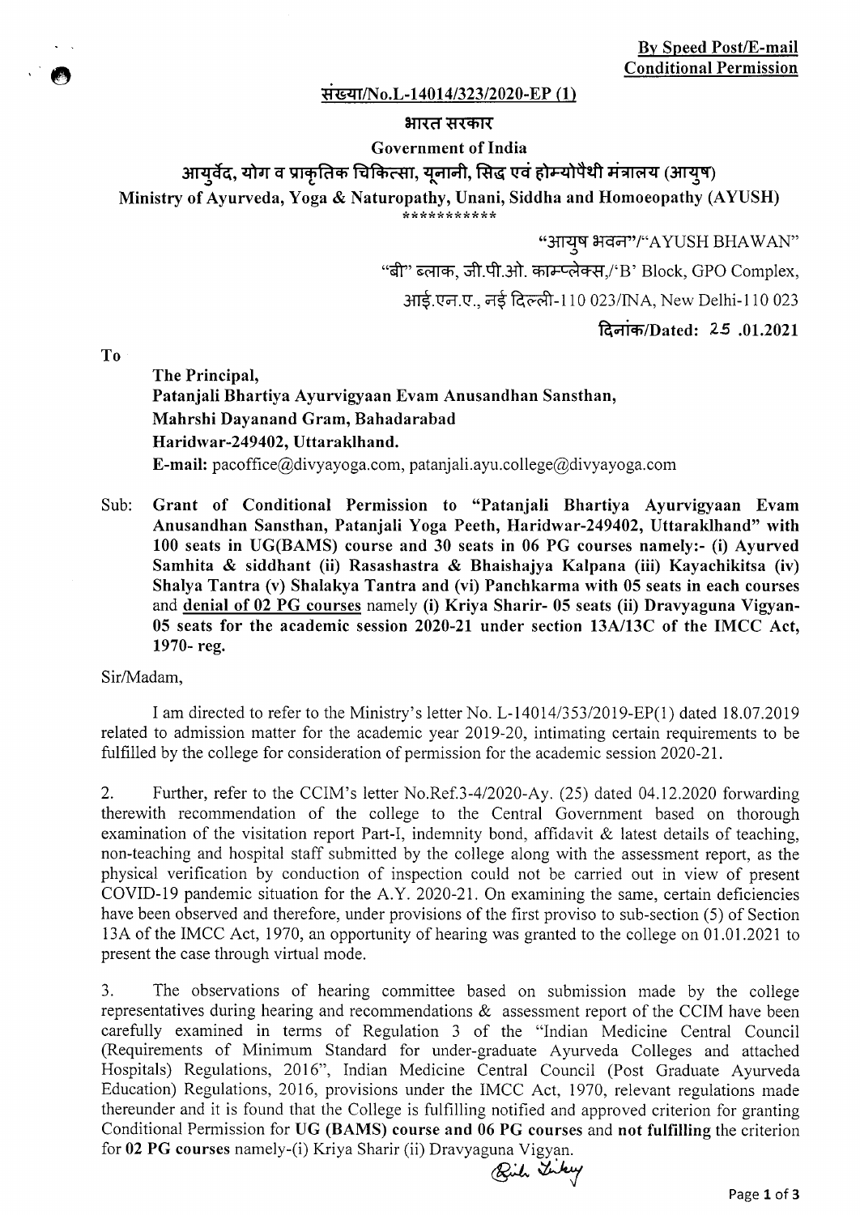**By Speed Post/E-mail**
**Conditional Permission**

**संख्या/No.L-14014/323/2020-EP (1)**

**भारत सरकार**

**Government of India**

**आयुर्वेद, योग व प्राकृतिक चिकित्सा, यूनानी, सिद्ध एवं होम्योपैथी मंत्रालय (आयुष)**

**Ministry of Ayurveda, Yoga & Naturopathy, Unani, Siddha and Homoeopathy (AYUSH)**

***********

"आयुष भवन"/"AYUSH BHAWAN"

"बी" ब्लाक, जी.पी.ओ. काम्प्लेक्स,/'B' Block, GPO Complex,

आई.एन.ए., नई दिल्ली-110 023/INA, New Delhi-110 023

**दिनांक/Dated: 25 .01.2021**

To

**The Principal,**
**Patanjali Bhartiya Ayurvigyaan Evam Anusandhan Sansthan,**
**Mahrshi Dayanand Gram, Bahadarabad**
**Haridwar-249402, Uttaraklhand.**
**E-mail:** pacoffice@divyayoga.com, patanjali.ayu.college@divyayoga.com

Sub: **Grant of Conditional Permission to "Patanjali Bhartiya Ayurvigyaan Evam Anusandhan Sansthan, Patanjali Yoga Peeth, Haridwar-249402, Uttaraklhand" with 100 seats in UG(BAMS) course and 30 seats in 06 PG courses namely:- (i) Ayurved Samhita & siddhant (ii) Rasashastra & Bhaishajya Kalpana (iii) Kayachikitsa (iv) Shalya Tantra (v) Shalakya Tantra and (vi) Panchkarma with 05 seats in each courses** and **<u>denial of 02 PG courses</u> namely (i) Kriya Sharir- 05 seats (ii) Dravyaguna Vigyan- 05 seats for the academic session 2020-21 under section 13A/13C of the IMCC Act, 1970- reg.**

Sir/Madam,

I am directed to refer to the Ministry's letter No. L-14014/353/2019-EP(1) dated 18.07.2019 related to admission matter for the academic year 2019-20, intimating certain requirements to be fulfilled by the college for consideration of permission for the academic session 2020-21.

2. Further, refer to the CCIM's letter No.Ref.3-4/2020-Ay. (25) dated 04.12.2020 forwarding therewith recommendation of the college to the Central Government based on thorough examination of the visitation report Part-I, indemnity bond, affidavit & latest details of teaching, non-teaching and hospital staff submitted by the college along with the assessment report, as the physical verification by conduction of inspection could not be carried out in view of present COVID-19 pandemic situation for the A.Y. 2020-21. On examining the same, certain deficiencies have been observed and therefore, under provisions of the first proviso to sub-section (5) of Section 13A of the IMCC Act, 1970, an opportunity of hearing was granted to the college on 01.01.2021 to present the case through virtual mode.

3. The observations of hearing committee based on submission made by the college representatives during hearing and recommendations & assessment report of the CCIM have been carefully examined in terms of Regulation 3 of the "Indian Medicine Central Council (Requirements of Minimum Standard for under-graduate Ayurveda Colleges and attached Hospitals) Regulations, 2016", Indian Medicine Central Council (Post Graduate Ayurveda Education) Regulations, 2016, provisions under the IMCC Act, 1970, relevant regulations made thereunder and it is found that the College is fulfilling notified and approved criterion for granting Conditional Permission for **UG (BAMS) course and 06 PG courses** and **not fulfilling** the criterion for **02 PG courses** namely-(i) Kriya Sharir (ii) Dravyaguna Vigyan.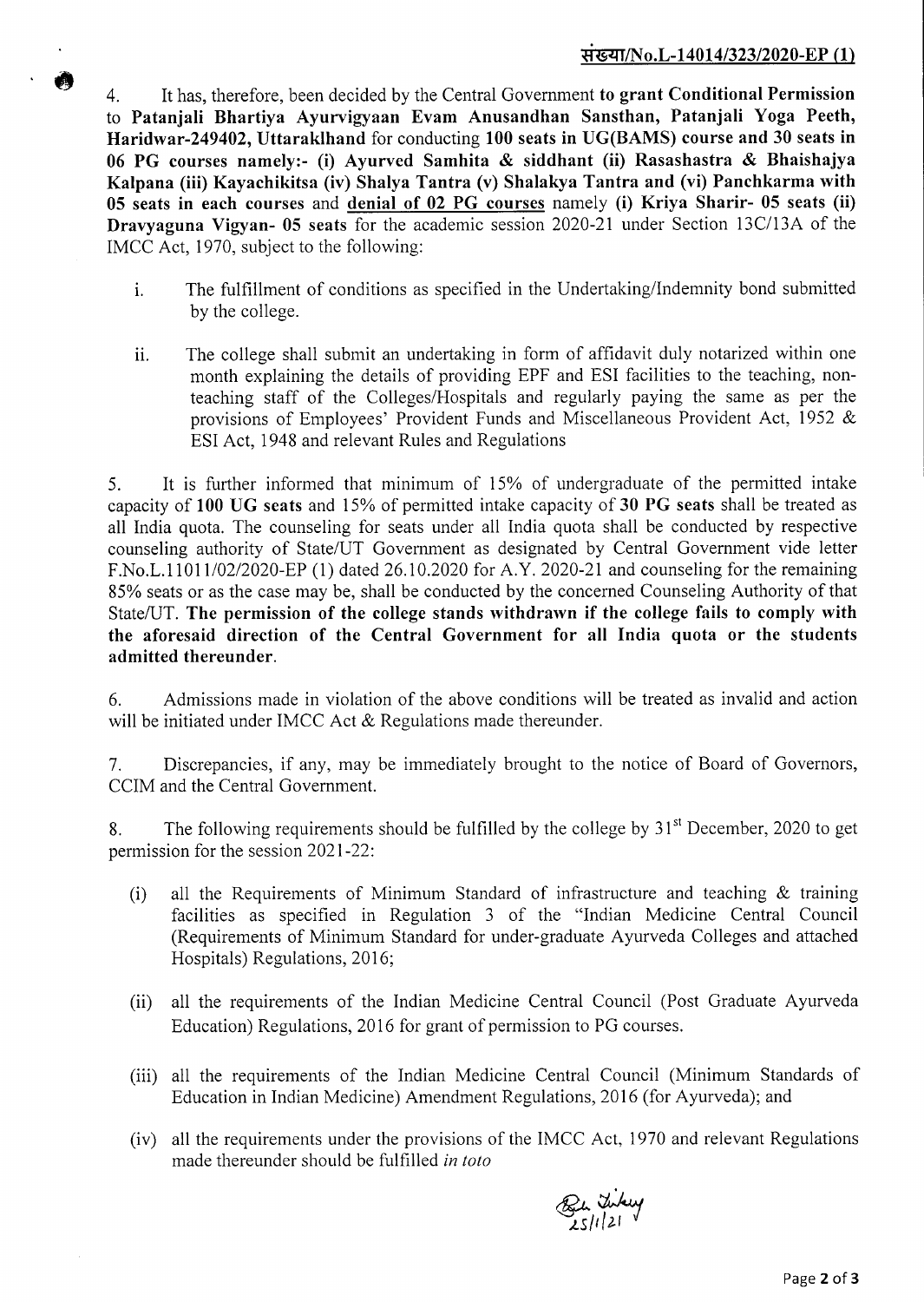संख्या/No.L-14014/323/2020-EP (1)

4. It has, therefore, been decided by the Central Government **to grant Conditional Permission** to **Patanjali Bhartiya Ayurvigyaan Evam Anusandhan Sansthan, Patanjali Yoga Peeth, Haridwar-249402, Uttaraklhand** for conducting **100 seats in UG(BAMS) course and 30 seats in 06 PG courses namely:- (i) Ayurved Samhita & siddhant (ii) Rasashastra & Bhaishajya Kalpana (iii) Kayachikitsa (iv) Shalya Tantra (v) Shalakya Tantra and (vi) Panchkarma with 05 seats in each courses** and **denial of 02 PG courses** namely **(i) Kriya Sharir- 05 seats (ii) Dravyaguna Vigyan- 05 seats** for the academic session 2020-21 under Section 13C/13A of the IMCC Act, 1970, subject to the following:

i. The fulfillment of conditions as specified in the Undertaking/Indemnity bond submitted by the college.

ii. The college shall submit an undertaking in form of affidavit duly notarized within one month explaining the details of providing EPF and ESI facilities to the teaching, non-teaching staff of the Colleges/Hospitals and regularly paying the same as per the provisions of Employees' Provident Funds and Miscellaneous Provident Act, 1952 & ESI Act, 1948 and relevant Rules and Regulations

5. It is further informed that minimum of 15% of undergraduate of the permitted intake capacity of **100 UG seats** and 15% of permitted intake capacity of **30 PG seats** shall be treated as all India quota. The counseling for seats under all India quota shall be conducted by respective counseling authority of State/UT Government as designated by Central Government vide letter F.No.L.11011/02/2020-EP (1) dated 26.10.2020 for A.Y. 2020-21 and counseling for the remaining 85% seats or as the case may be, shall be conducted by the concerned Counseling Authority of that State/UT. **The permission of the college stands withdrawn if the college fails to comply with the aforesaid direction of the Central Government for all India quota or the students admitted thereunder**.

6. Admissions made in violation of the above conditions will be treated as invalid and action will be initiated under IMCC Act & Regulations made thereunder.

7. Discrepancies, if any, may be immediately brought to the notice of Board of Governors, CCIM and the Central Government.

8. The following requirements should be fulfilled by the college by 31st December, 2020 to get permission for the session 2021-22:

(i) all the Requirements of Minimum Standard of infrastructure and teaching & training facilities as specified in Regulation 3 of the "Indian Medicine Central Council (Requirements of Minimum Standard for under-graduate Ayurveda Colleges and attached Hospitals) Regulations, 2016;

(ii) all the requirements of the Indian Medicine Central Council (Post Graduate Ayurveda Education) Regulations, 2016 for grant of permission to PG courses.

(iii) all the requirements of the Indian Medicine Central Council (Minimum Standards of Education in Indian Medicine) Amendment Regulations, 2016 (for Ayurveda); and

(iv) all the requirements under the provisions of the IMCC Act, 1970 and relevant Regulations made thereunder should be fulfilled *in toto*

25/1/21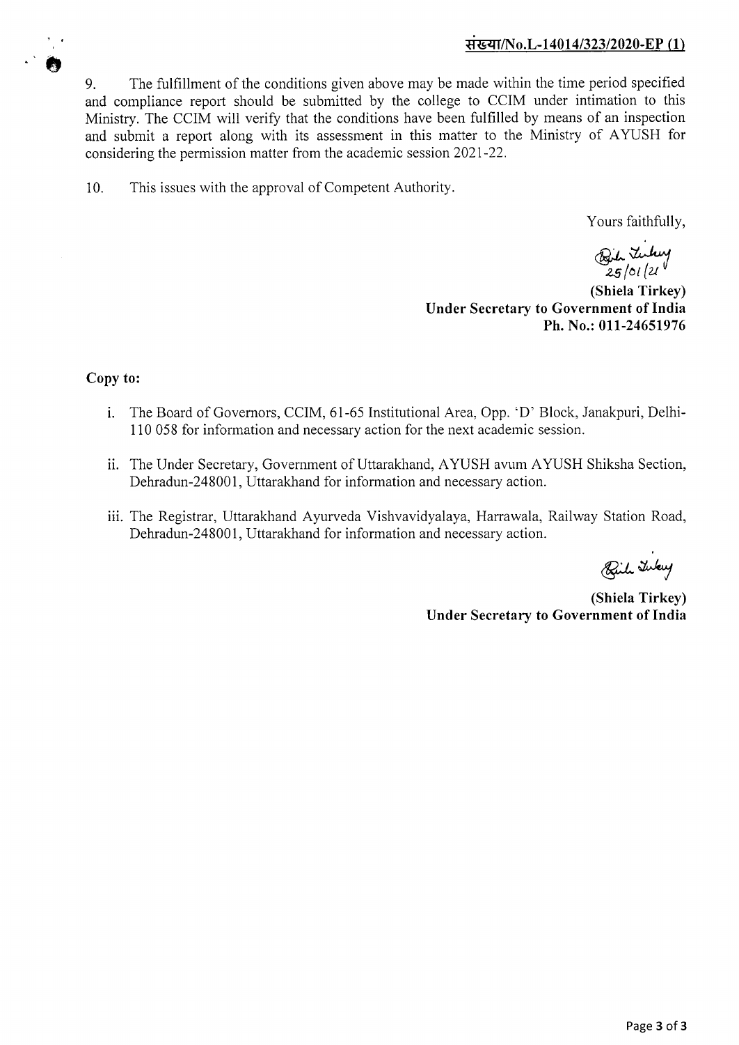9. The fulfillment of the conditions given above may be made within the time period specified and compliance report should be submitted by the college to CCIM under intimation to this Ministry. The CCIM will verify that the conditions have been fulfilled by means of an inspection and submit a report along with its assessment in this matter to the Ministry of AYUSH for considering the permission matter from the academic session 2021-22.

10. This issues with the approval of Competent Authority.

Yours faithfully,

25/01/21

**(Shiela Tirkey)**
**Under Secretary to Government of India**
**Ph. No.: 011-24651976**

**Copy to:**

i. The Board of Governors, CCIM, 61-65 Institutional Area, Opp. 'D' Block, Janakpuri, Delhi-110 058 for information and necessary action for the next academic session.

ii. The Under Secretary, Government of Uttarakhand, AYUSH avum AYUSH Shiksha Section, Dehradun-248001, Uttarakhand for information and necessary action.

iii. The Registrar, Uttarakhand Ayurveda Vishvavidyalaya, Harrawala, Railway Station Road, Dehradun-248001, Uttarakhand for information and necessary action.

**(Shiela Tirkey)**
**Under Secretary to Government of India**